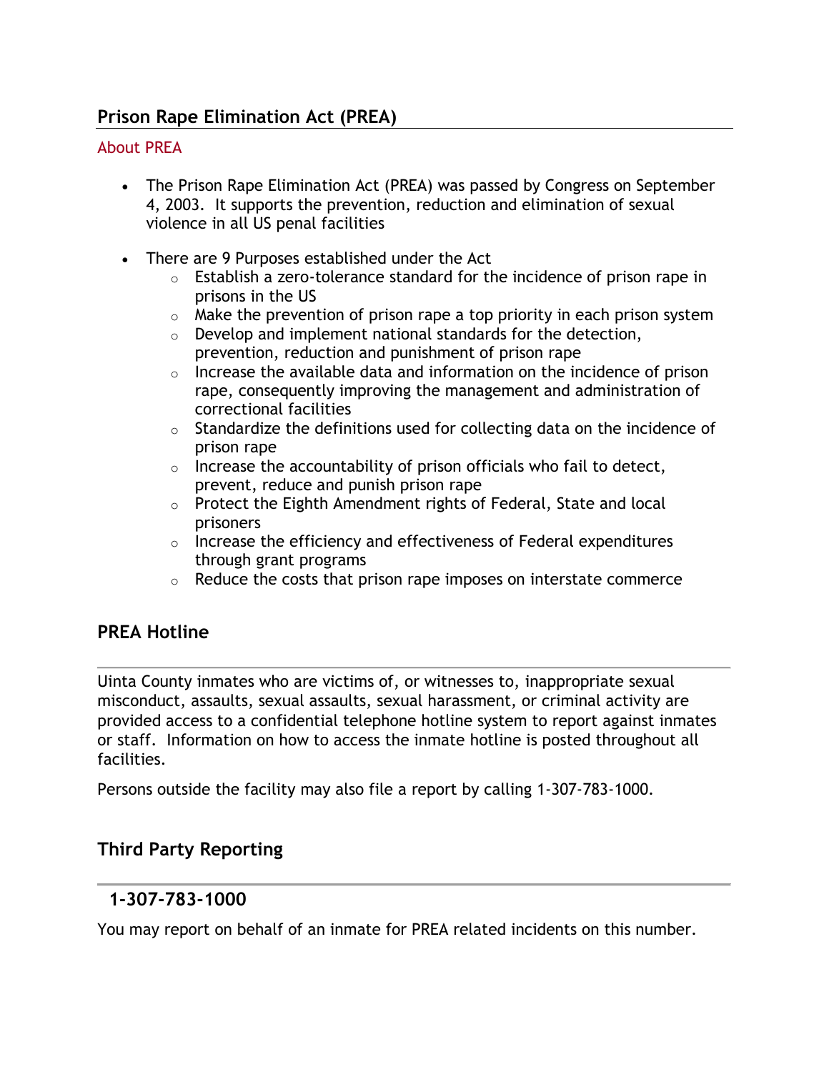## Prison Rape Elimination Act (PREA)

### About PREA

- The Prison Rape Elimination Act (PREA) was passed by Congress on September 4, 2003. It supports the prevention, reduction and elimination of sexual violence in all US penal facilities
- There are 9 Purposes established under the Act
  - Establish a zero-tolerance standard for the incidence of prison rape in prisons in the US
  - Make the prevention of prison rape a top priority in each prison system
  - Develop and implement national standards for the detection, prevention, reduction and punishment of prison rape
  - Increase the available data and information on the incidence of prison rape, consequently improving the management and administration of correctional facilities
  - Standardize the definitions used for collecting data on the incidence of prison rape
  - Increase the accountability of prison officials who fail to detect, prevent, reduce and punish prison rape
  - Protect the Eighth Amendment rights of Federal, State and local prisoners
  - Increase the efficiency and effectiveness of Federal expenditures through grant programs
  - Reduce the costs that prison rape imposes on interstate commerce

## PREA Hotline

Uinta County inmates who are victims of, or witnesses to, inappropriate sexual misconduct, assaults, sexual assaults, sexual harassment, or criminal activity are provided access to a confidential telephone hotline system to report against inmates or staff. Information on how to access the inmate hotline is posted throughout all facilities.

Persons outside the facility may also file a report by calling 1-307-783-1000.

## Third Party Reporting

### 1-307-783-1000

You may report on behalf of an inmate for PREA related incidents on this number.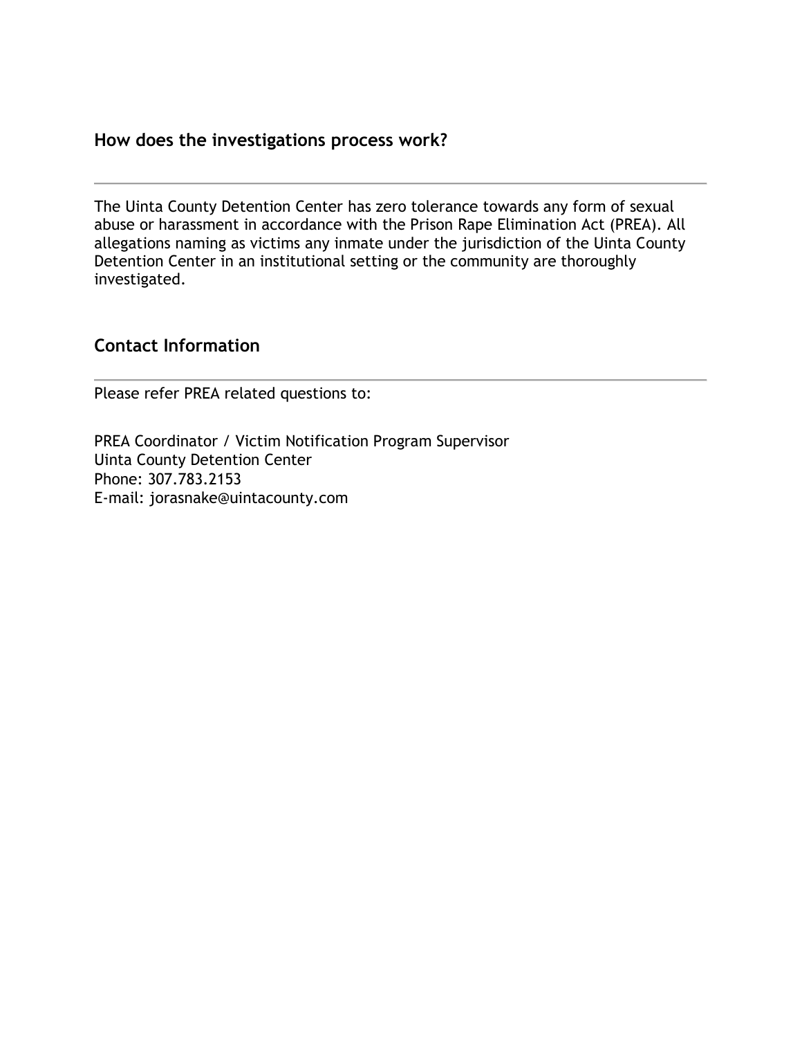## How does the investigations process work?

---

The Uinta County Detention Center has zero tolerance towards any form of sexual abuse or harassment in accordance with the Prison Rape Elimination Act (PREA). All allegations naming as victims any inmate under the jurisdiction of the Uinta County Detention Center in an institutional setting or the community are thoroughly investigated.

## Contact Information

---

Please refer PREA related questions to:

PREA Coordinator / Victim Notification Program Supervisor
Uinta County Detention Center
Phone: 307.783.2153
E-mail: jorasnake@uintacounty.com